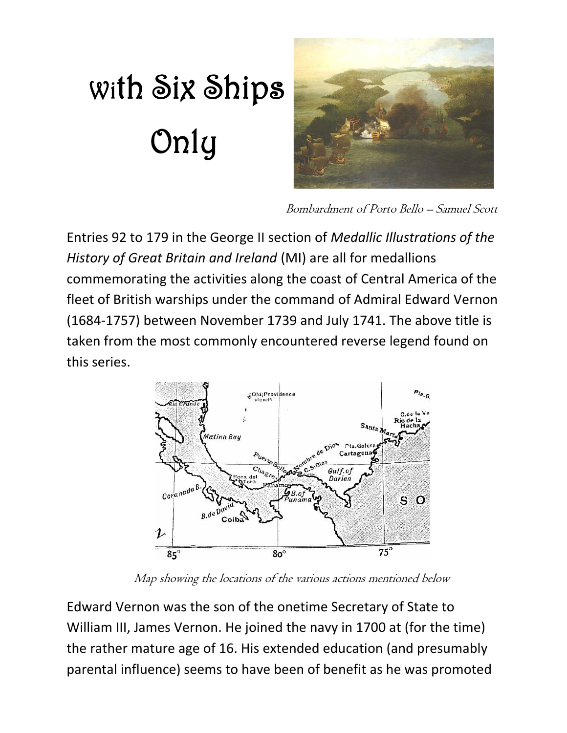# With Six Ships Only

*Bombardment of Porto Bello – Samuel Scott*

Entries 92 to 179 in the George II section of *Medallic Illustrations of the History of Great Britain and Ireland* (MI) are all for medallions commemorating the activities along the coast of Central America of the fleet of British warships under the command of Admiral Edward Vernon (1684-1757) between November 1739 and July 1741. The above title is taken from the most commonly encountered reverse legend found on this series.

*Map showing the locations of the various actions mentioned below*

Edward Vernon was the son of the onetime Secretary of State to William III, James Vernon. He joined the navy in 1700 at (for the time) the rather mature age of 16. His extended education (and presumably parental influence) seems to have been of benefit as he was promoted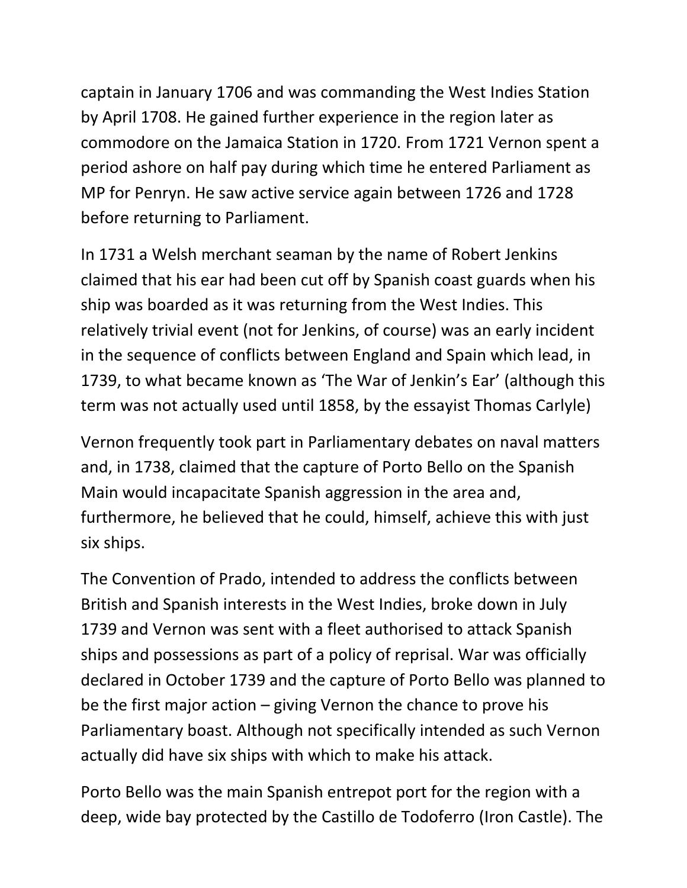captain in January 1706 and was commanding the West Indies Station by April 1708. He gained further experience in the region later as commodore on the Jamaica Station in 1720. From 1721 Vernon spent a period ashore on half pay during which time he entered Parliament as MP for Penryn. He saw active service again between 1726 and 1728 before returning to Parliament.

In 1731 a Welsh merchant seaman by the name of Robert Jenkins claimed that his ear had been cut off by Spanish coast guards when his ship was boarded as it was returning from the West Indies. This relatively trivial event (not for Jenkins, of course) was an early incident in the sequence of conflicts between England and Spain which lead, in 1739, to what became known as 'The War of Jenkin's Ear' (although this term was not actually used until 1858, by the essayist Thomas Carlyle)

Vernon frequently took part in Parliamentary debates on naval matters and, in 1738, claimed that the capture of Porto Bello on the Spanish Main would incapacitate Spanish aggression in the area and, furthermore, he believed that he could, himself, achieve this with just six ships.

The Convention of Prado, intended to address the conflicts between British and Spanish interests in the West Indies, broke down in July 1739 and Vernon was sent with a fleet authorised to attack Spanish ships and possessions as part of a policy of reprisal. War was officially declared in October 1739 and the capture of Porto Bello was planned to be the first major action – giving Vernon the chance to prove his Parliamentary boast. Although not specifically intended as such Vernon actually did have six ships with which to make his attack.

Porto Bello was the main Spanish entrepot port for the region with a deep, wide bay protected by the Castillo de Todoferro (Iron Castle). The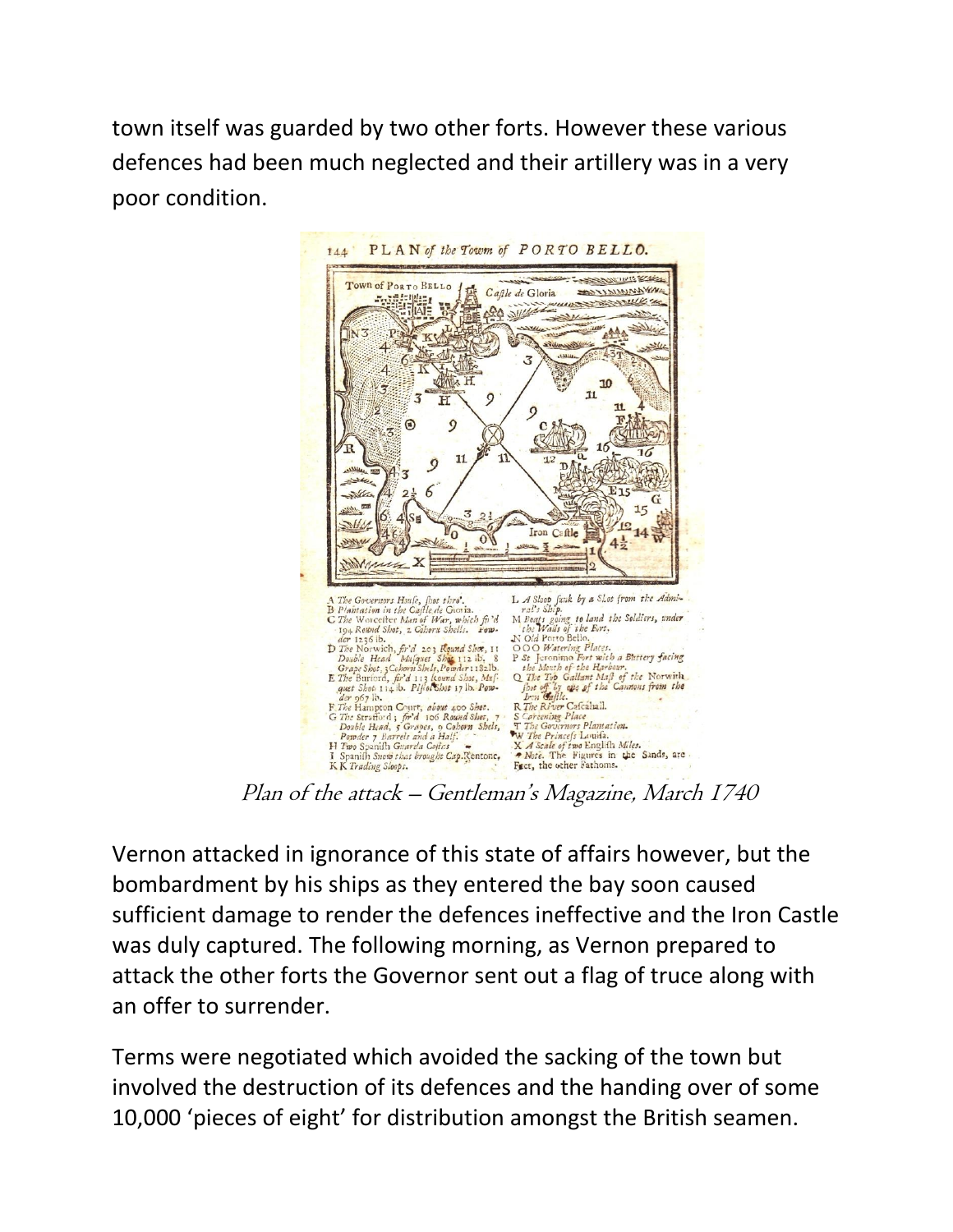town itself was guarded by two other forts. However these various defences had been much neglected and their artillery was in a very poor condition.

*Plan of the attack – Gentleman's Magazine, March 1740*

Vernon attacked in ignorance of this state of affairs however, but the bombardment by his ships as they entered the bay soon caused sufficient damage to render the defences ineffective and the Iron Castle was duly captured. The following morning, as Vernon prepared to attack the other forts the Governor sent out a flag of truce along with an offer to surrender.

Terms were negotiated which avoided the sacking of the town but involved the destruction of its defences and the handing over of some 10,000 'pieces of eight' for distribution amongst the British seamen.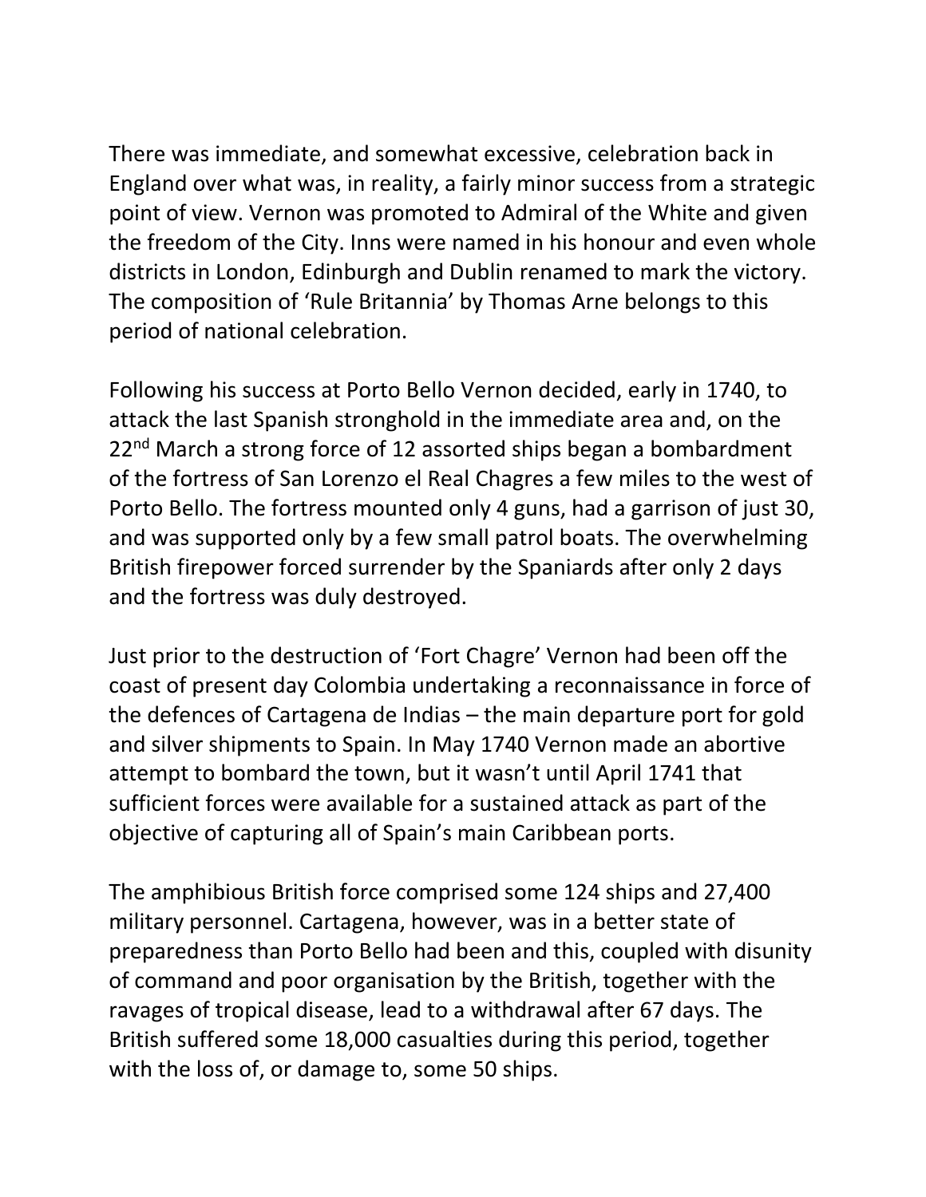There was immediate, and somewhat excessive, celebration back in England over what was, in reality, a fairly minor success from a strategic point of view. Vernon was promoted to Admiral of the White and given the freedom of the City. Inns were named in his honour and even whole districts in London, Edinburgh and Dublin renamed to mark the victory. The composition of 'Rule Britannia' by Thomas Arne belongs to this period of national celebration.

Following his success at Porto Bello Vernon decided, early in 1740, to attack the last Spanish stronghold in the immediate area and, on the 22nd March a strong force of 12 assorted ships began a bombardment of the fortress of San Lorenzo el Real Chagres a few miles to the west of Porto Bello. The fortress mounted only 4 guns, had a garrison of just 30, and was supported only by a few small patrol boats. The overwhelming British firepower forced surrender by the Spaniards after only 2 days and the fortress was duly destroyed.

Just prior to the destruction of 'Fort Chagre' Vernon had been off the coast of present day Colombia undertaking a reconnaissance in force of the defences of Cartagena de Indias – the main departure port for gold and silver shipments to Spain. In May 1740 Vernon made an abortive attempt to bombard the town, but it wasn't until April 1741 that sufficient forces were available for a sustained attack as part of the objective of capturing all of Spain's main Caribbean ports.

The amphibious British force comprised some 124 ships and 27,400 military personnel. Cartagena, however, was in a better state of preparedness than Porto Bello had been and this, coupled with disunity of command and poor organisation by the British, together with the ravages of tropical disease, lead to a withdrawal after 67 days. The British suffered some 18,000 casualties during this period, together with the loss of, or damage to, some 50 ships.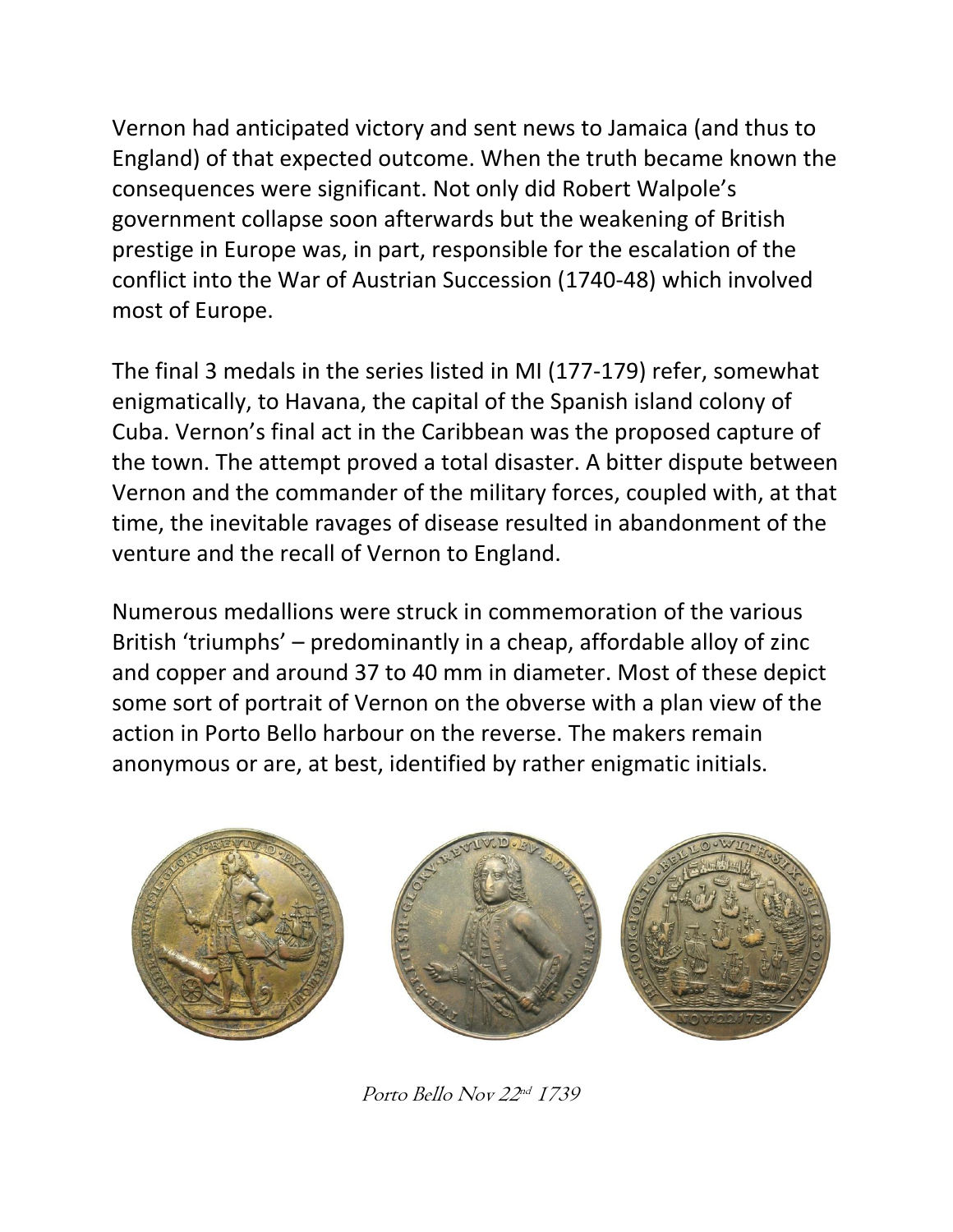Vernon had anticipated victory and sent news to Jamaica (and thus to England) of that expected outcome. When the truth became known the consequences were significant. Not only did Robert Walpole's government collapse soon afterwards but the weakening of British prestige in Europe was, in part, responsible for the escalation of the conflict into the War of Austrian Succession (1740-48) which involved most of Europe.

The final 3 medals in the series listed in MI (177-179) refer, somewhat enigmatically, to Havana, the capital of the Spanish island colony of Cuba. Vernon's final act in the Caribbean was the proposed capture of the town. The attempt proved a total disaster. A bitter dispute between Vernon and the commander of the military forces, coupled with, at that time, the inevitable ravages of disease resulted in abandonment of the venture and the recall of Vernon to England.

Numerous medallions were struck in commemoration of the various British 'triumphs' – predominantly in a cheap, affordable alloy of zinc and copper and around 37 to 40 mm in diameter. Most of these depict some sort of portrait of Vernon on the obverse with a plan view of the action in Porto Bello harbour on the reverse. The makers remain anonymous or are, at best, identified by rather enigmatic initials.

*Porto Bello Nov 22nd 1739*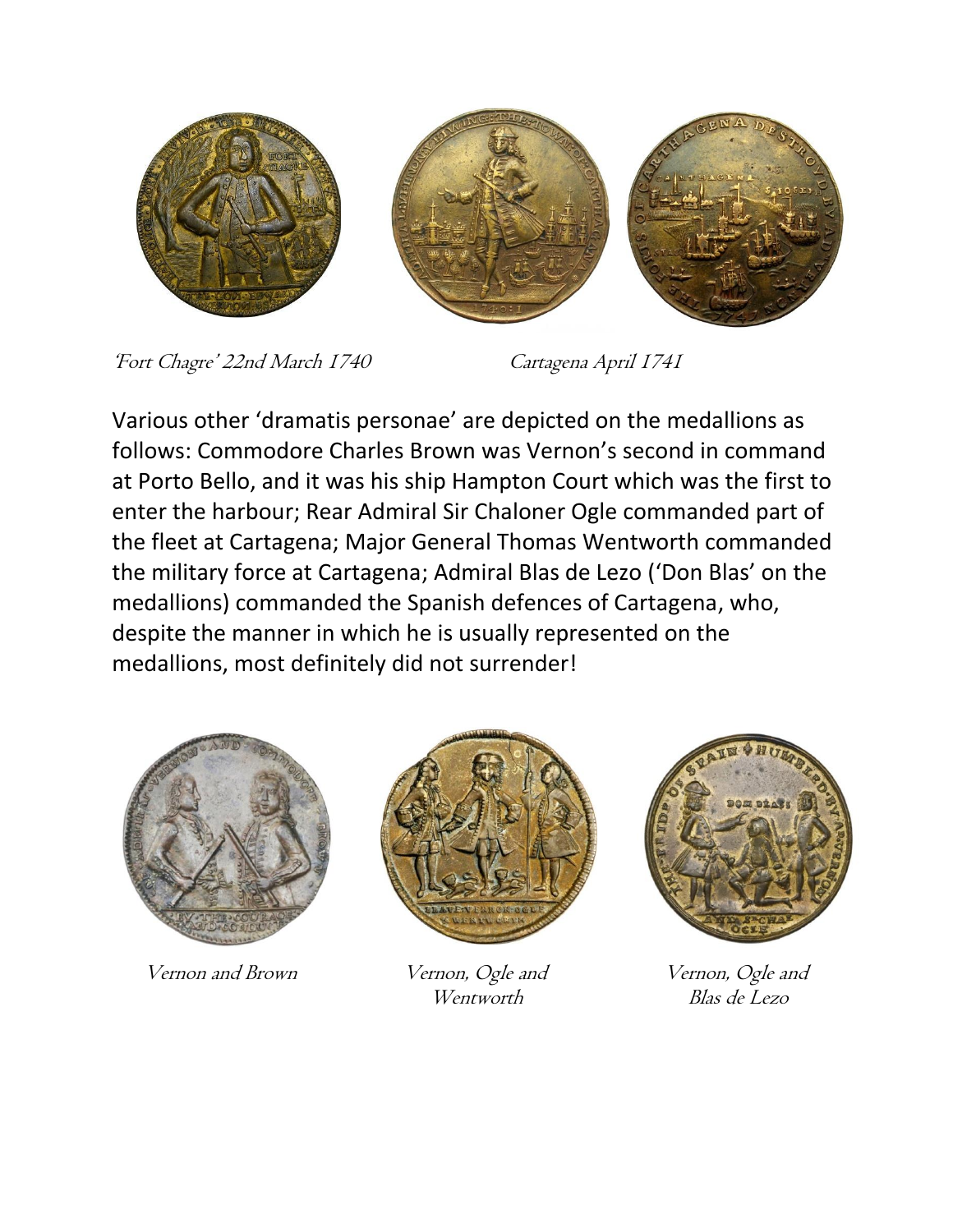*'Fort Chagre' 22nd March 1740*

*Cartagena April 1741*

Various other 'dramatis personae' are depicted on the medallions as follows: Commodore Charles Brown was Vernon's second in command at Porto Bello, and it was his ship Hampton Court which was the first to enter the harbour; Rear Admiral Sir Chaloner Ogle commanded part of the fleet at Cartagena; Major General Thomas Wentworth commanded the military force at Cartagena; Admiral Blas de Lezo ('Don Blas' on the medallions) commanded the Spanish defences of Cartagena, who, despite the manner in which he is usually represented on the medallions, most definitely did not surrender!

*Vernon and Brown*

*Vernon, Ogle and Wentworth*

*Vernon, Ogle and Blas de Lezo*